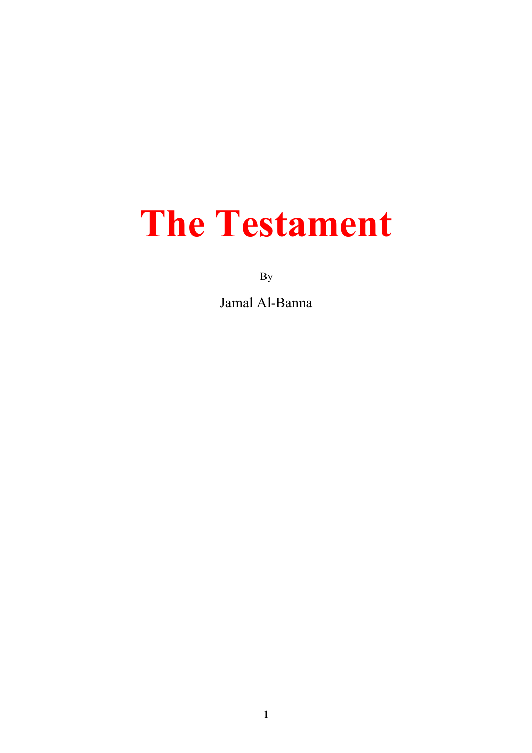# The Testament

By

Jamal Al-Banna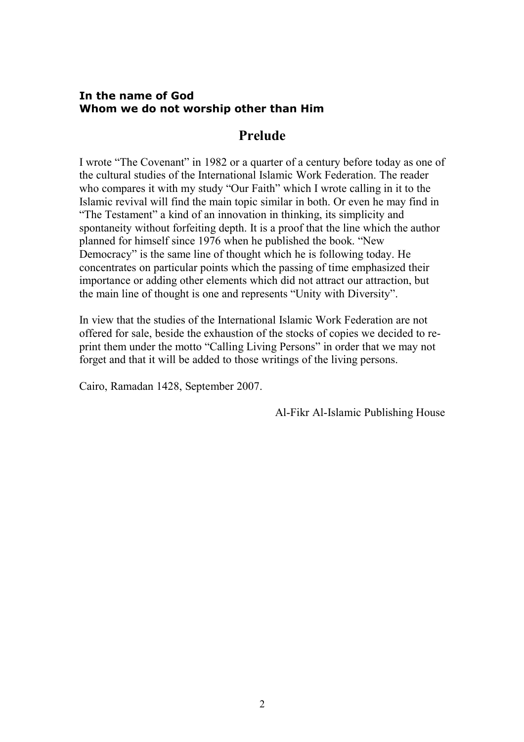**In the name of God**
**Whom we do not worship other than Him**

# Prelude

I wrote "The Covenant" in 1982 or a quarter of a century before today as one of the cultural studies of the International Islamic Work Federation. The reader who compares it with my study "Our Faith" which I wrote calling in it to the Islamic revival will find the main topic similar in both. Or even he may find in "The Testament" a kind of an innovation in thinking, its simplicity and spontaneity without forfeiting depth. It is a proof that the line which the author planned for himself since 1976 when he published the book. "New Democracy" is the same line of thought which he is following today. He concentrates on particular points which the passing of time emphasized their importance or adding other elements which did not attract our attraction, but the main line of thought is one and represents "Unity with Diversity".

In view that the studies of the International Islamic Work Federation are not offered for sale, beside the exhaustion of the stocks of copies we decided to re-print them under the motto "Calling Living Persons" in order that we may not forget and that it will be added to those writings of the living persons.

Cairo, Ramadan 1428, September 2007.

Al-Fikr Al-Islamic Publishing House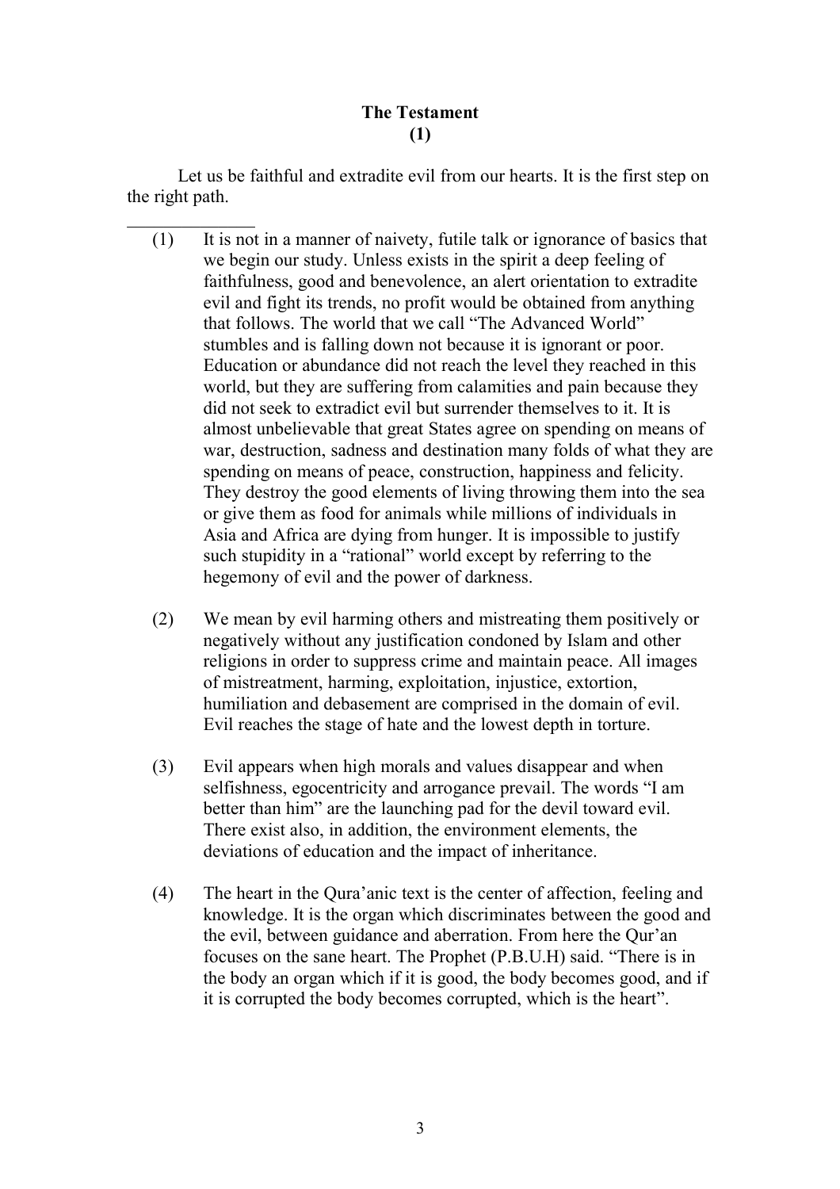# The Testament
## (1)

Let us be faithful and extradite evil from our hearts. It is the first step on the right path.

---

(1) It is not in a manner of naivety, futile talk or ignorance of basics that we begin our study. Unless exists in the spirit a deep feeling of faithfulness, good and benevolence, an alert orientation to extradite evil and fight its trends, no profit would be obtained from anything that follows. The world that we call "The Advanced World" stumbles and is falling down not because it is ignorant or poor. Education or abundance did not reach the level they reached in this world, but they are suffering from calamities and pain because they did not seek to extradict evil but surrender themselves to it. It is almost unbelievable that great States agree on spending on means of war, destruction, sadness and destination many folds of what they are spending on means of peace, construction, happiness and felicity. They destroy the good elements of living throwing them into the sea or give them as food for animals while millions of individuals in Asia and Africa are dying from hunger. It is impossible to justify such stupidity in a "rational" world except by referring to the hegemony of evil and the power of darkness.

(2) We mean by evil harming others and mistreating them positively or negatively without any justification condoned by Islam and other religions in order to suppress crime and maintain peace. All images of mistreatment, harming, exploitation, injustice, extortion, humiliation and debasement are comprised in the domain of evil. Evil reaches the stage of hate and the lowest depth in torture.

(3) Evil appears when high morals and values disappear and when selfishness, egocentricity and arrogance prevail. The words "I am better than him" are the launching pad for the devil toward evil. There exist also, in addition, the environment elements, the deviations of education and the impact of inheritance.

(4) The heart in the Qura'anic text is the center of affection, feeling and knowledge. It is the organ which discriminates between the good and the evil, between guidance and aberration. From here the Qur'an focuses on the sane heart. The Prophet (P.B.U.H) said. "There is in the body an organ which if it is good, the body becomes good, and if it is corrupted the body becomes corrupted, which is the heart".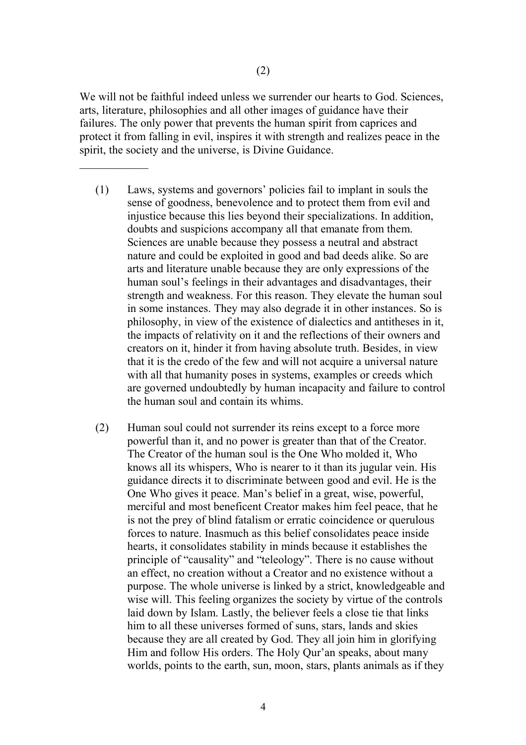(2)

We will not be faithful indeed unless we surrender our hearts to God. Sciences, arts, literature, philosophies and all other images of guidance have their failures. The only power that prevents the human spirit from caprices and protect it from falling in evil, inspires it with strength and realizes peace in the spirit, the society and the universe, is Divine Guidance.

---

(1) Laws, systems and governors' policies fail to implant in souls the sense of goodness, benevolence and to protect them from evil and injustice because this lies beyond their specializations. In addition, doubts and suspicions accompany all that emanate from them. Sciences are unable because they possess a neutral and abstract nature and could be exploited in good and bad deeds alike. So are arts and literature unable because they are only expressions of the human soul's feelings in their advantages and disadvantages, their strength and weakness. For this reason. They elevate the human soul in some instances. They may also degrade it in other instances. So is philosophy, in view of the existence of dialectics and antitheses in it, the impacts of relativity on it and the reflections of their owners and creators on it, hinder it from having absolute truth. Besides, in view that it is the credo of the few and will not acquire a universal nature with all that humanity poses in systems, examples or creeds which are governed undoubtedly by human incapacity and failure to control the human soul and contain its whims.

(2) Human soul could not surrender its reins except to a force more powerful than it, and no power is greater than that of the Creator. The Creator of the human soul is the One Who molded it, Who knows all its whispers, Who is nearer to it than its jugular vein. His guidance directs it to discriminate between good and evil. He is the One Who gives it peace. Man's belief in a great, wise, powerful, merciful and most beneficent Creator makes him feel peace, that he is not the prey of blind fatalism or erratic coincidence or querulous forces to nature. Inasmuch as this belief consolidates peace inside hearts, it consolidates stability in minds because it establishes the principle of "causality" and "teleology". There is no cause without an effect, no creation without a Creator and no existence without a purpose. The whole universe is linked by a strict, knowledgeable and wise will. This feeling organizes the society by virtue of the controls laid down by Islam. Lastly, the believer feels a close tie that links him to all these universes formed of suns, stars, lands and skies because they are all created by God. They all join him in glorifying Him and follow His orders. The Holy Qur'an speaks, about many worlds, points to the earth, sun, moon, stars, plants animals as if they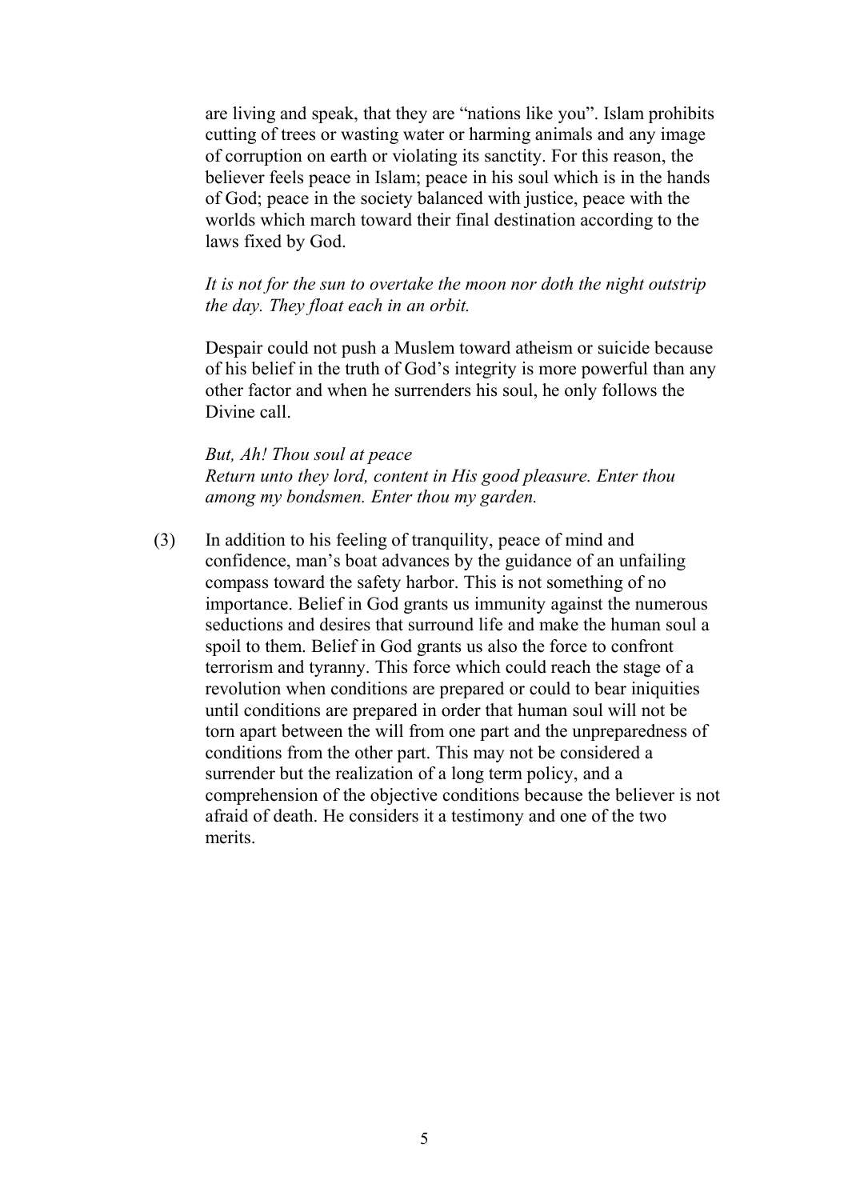are living and speak, that they are "nations like you". Islam prohibits cutting of trees or wasting water or harming animals and any image of corruption on earth or violating its sanctity. For this reason, the believer feels peace in Islam; peace in his soul which is in the hands of God; peace in the society balanced with justice, peace with the worlds which march toward their final destination according to the laws fixed by God.

*It is not for the sun to overtake the moon nor doth the night outstrip the day. They float each in an orbit.*

Despair could not push a Muslem toward atheism or suicide because of his belief in the truth of God's integrity is more powerful than any other factor and when he surrenders his soul, he only follows the Divine call.

*But, Ah! Thou soul at peace*
*Return unto they lord, content in His good pleasure. Enter thou among my bondsmen. Enter thou my garden.*

(3) In addition to his feeling of tranquility, peace of mind and confidence, man's boat advances by the guidance of an unfailing compass toward the safety harbor. This is not something of no importance. Belief in God grants us immunity against the numerous seductions and desires that surround life and make the human soul a spoil to them. Belief in God grants us also the force to confront terrorism and tyranny. This force which could reach the stage of a revolution when conditions are prepared or could to bear iniquities until conditions are prepared in order that human soul will not be torn apart between the will from one part and the unpreparedness of conditions from the other part. This may not be considered a surrender but the realization of a long term policy, and a comprehension of the objective conditions because the believer is not afraid of death. He considers it a testimony and one of the two merits.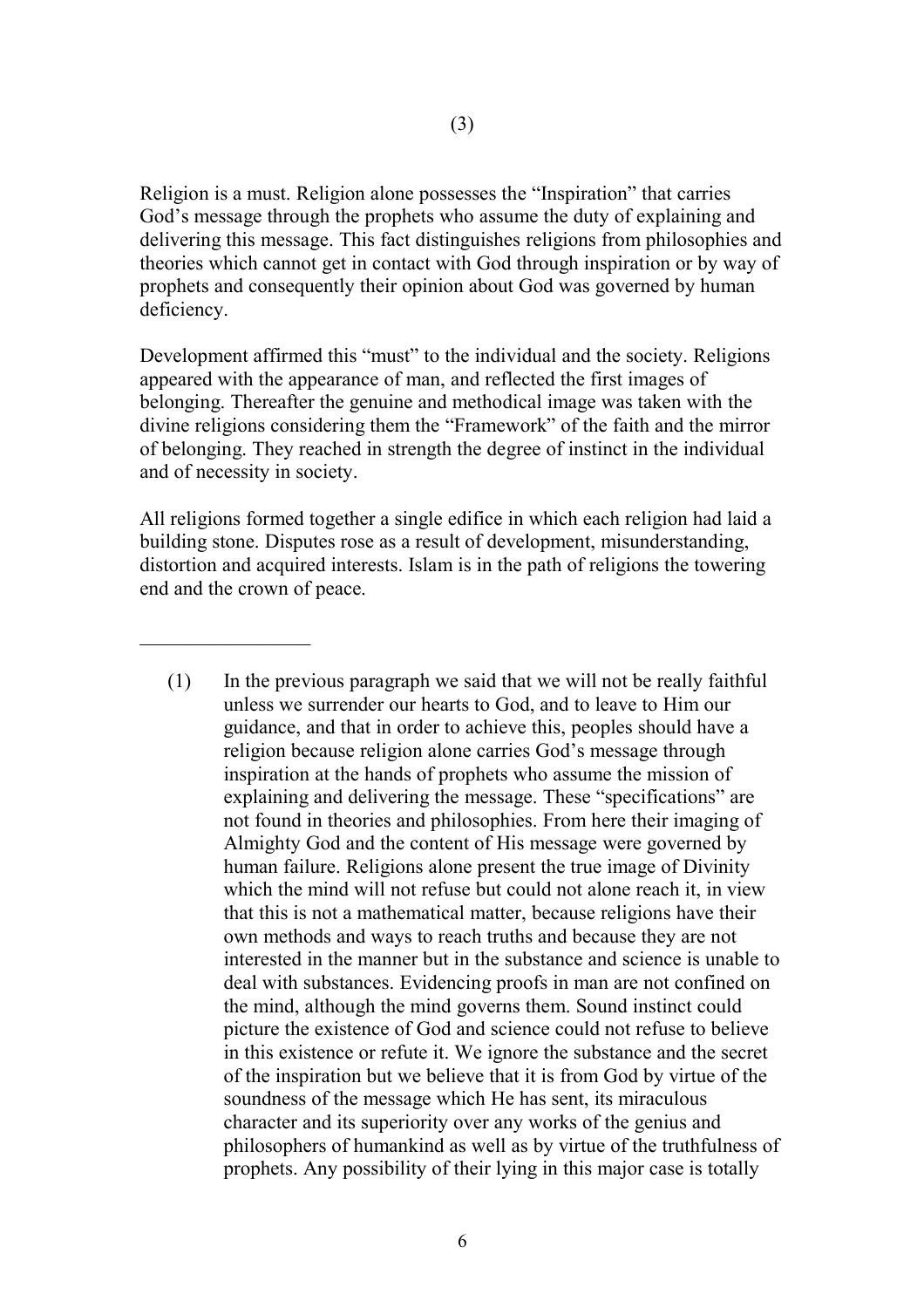(3)

Religion is a must. Religion alone possesses the "Inspiration" that carries God's message through the prophets who assume the duty of explaining and delivering this message. This fact distinguishes religions from philosophies and theories which cannot get in contact with God through inspiration or by way of prophets and consequently their opinion about God was governed by human deficiency.

Development affirmed this "must" to the individual and the society. Religions appeared with the appearance of man, and reflected the first images of belonging. Thereafter the genuine and methodical image was taken with the divine religions considering them the "Framework" of the faith and the mirror of belonging. They reached in strength the degree of instinct in the individual and of necessity in society.

All religions formed together a single edifice in which each religion had laid a building stone. Disputes rose as a result of development, misunderstanding, distortion and acquired interests. Islam is in the path of religions the towering end and the crown of peace.

---

(1) In the previous paragraph we said that we will not be really faithful unless we surrender our hearts to God, and to leave to Him our guidance, and that in order to achieve this, peoples should have a religion because religion alone carries God's message through inspiration at the hands of prophets who assume the mission of explaining and delivering the message. These "specifications" are not found in theories and philosophies. From here their imaging of Almighty God and the content of His message were governed by human failure. Religions alone present the true image of Divinity which the mind will not refuse but could not alone reach it, in view that this is not a mathematical matter, because religions have their own methods and ways to reach truths and because they are not interested in the manner but in the substance and science is unable to deal with substances. Evidencing proofs in man are not confined on the mind, although the mind governs them. Sound instinct could picture the existence of God and science could not refuse to believe in this existence or refute it. We ignore the substance and the secret of the inspiration but we believe that it is from God by virtue of the soundness of the message which He has sent, its miraculous character and its superiority over any works of the genius and philosophers of humankind as well as by virtue of the truthfulness of prophets. Any possibility of their lying in this major case is totally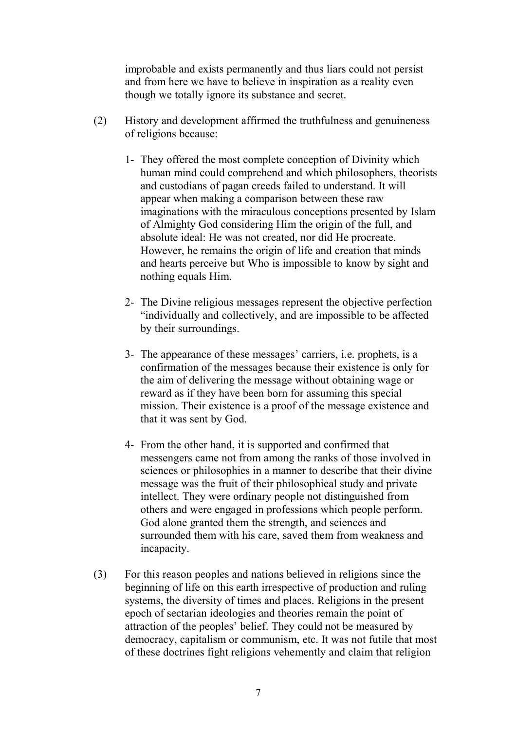improbable and exists permanently and thus liars could not persist and from here we have to believe in inspiration as a reality even though we totally ignore its substance and secret.

(2) History and development affirmed the truthfulness and genuineness of religions because:

1- They offered the most complete conception of Divinity which human mind could comprehend and which philosophers, theorists and custodians of pagan creeds failed to understand. It will appear when making a comparison between these raw imaginations with the miraculous conceptions presented by Islam of Almighty God considering Him the origin of the full, and absolute ideal: He was not created, nor did He procreate. However, he remains the origin of life and creation that minds and hearts perceive but Who is impossible to know by sight and nothing equals Him.

2- The Divine religious messages represent the objective perfection "individually and collectively, and are impossible to be affected by their surroundings.

3- The appearance of these messages' carriers, i.e. prophets, is a confirmation of the messages because their existence is only for the aim of delivering the message without obtaining wage or reward as if they have been born for assuming this special mission. Their existence is a proof of the message existence and that it was sent by God.

4- From the other hand, it is supported and confirmed that messengers came not from among the ranks of those involved in sciences or philosophies in a manner to describe that their divine message was the fruit of their philosophical study and private intellect. They were ordinary people not distinguished from others and were engaged in professions which people perform. God alone granted them the strength, and sciences and surrounded them with his care, saved them from weakness and incapacity.

(3) For this reason peoples and nations believed in religions since the beginning of life on this earth irrespective of production and ruling systems, the diversity of times and places. Religions in the present epoch of sectarian ideologies and theories remain the point of attraction of the peoples' belief. They could not be measured by democracy, capitalism or communism, etc. It was not futile that most of these doctrines fight religions vehemently and claim that religion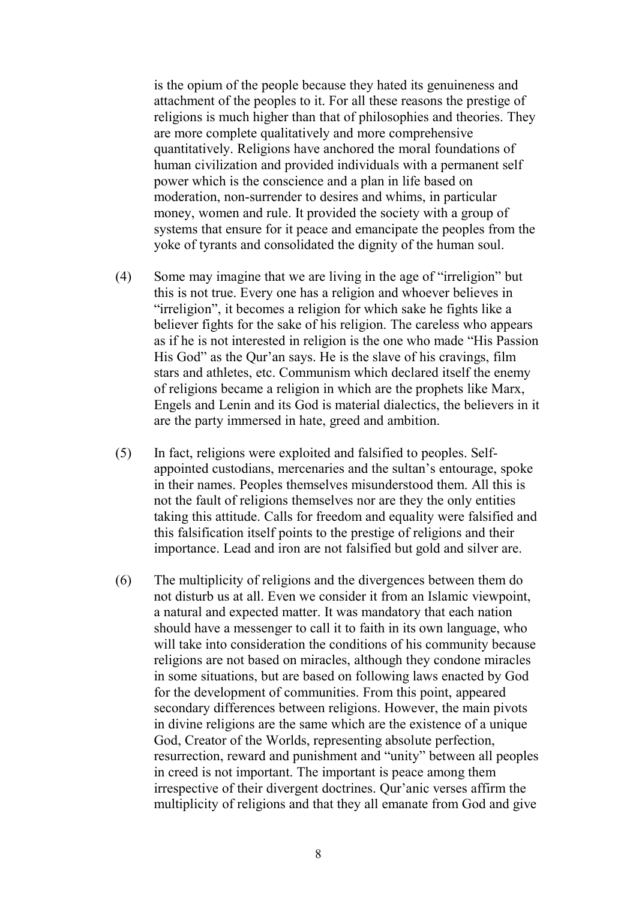is the opium of the people because they hated its genuineness and attachment of the peoples to it. For all these reasons the prestige of religions is much higher than that of philosophies and theories. They are more complete qualitatively and more comprehensive quantitatively. Religions have anchored the moral foundations of human civilization and provided individuals with a permanent self power which is the conscience and a plan in life based on moderation, non-surrender to desires and whims, in particular money, women and rule. It provided the society with a group of systems that ensure for it peace and emancipate the peoples from the yoke of tyrants and consolidated the dignity of the human soul.

(4) Some may imagine that we are living in the age of "irreligion" but this is not true. Every one has a religion and whoever believes in "irreligion", it becomes a religion for which sake he fights like a believer fights for the sake of his religion. The careless who appears as if he is not interested in religion is the one who made "His Passion His God" as the Qur'an says. He is the slave of his cravings, film stars and athletes, etc. Communism which declared itself the enemy of religions became a religion in which are the prophets like Marx, Engels and Lenin and its God is material dialectics, the believers in it are the party immersed in hate, greed and ambition.

(5) In fact, religions were exploited and falsified to peoples. Self-appointed custodians, mercenaries and the sultan's entourage, spoke in their names. Peoples themselves misunderstood them. All this is not the fault of religions themselves nor are they the only entities taking this attitude. Calls for freedom and equality were falsified and this falsification itself points to the prestige of religions and their importance. Lead and iron are not falsified but gold and silver are.

(6) The multiplicity of religions and the divergences between them do not disturb us at all. Even we consider it from an Islamic viewpoint, a natural and expected matter. It was mandatory that each nation should have a messenger to call it to faith in its own language, who will take into consideration the conditions of his community because religions are not based on miracles, although they condone miracles in some situations, but are based on following laws enacted by God for the development of communities. From this point, appeared secondary differences between religions. However, the main pivots in divine religions are the same which are the existence of a unique God, Creator of the Worlds, representing absolute perfection, resurrection, reward and punishment and "unity" between all peoples in creed is not important. The important is peace among them irrespective of their divergent doctrines. Qur'anic verses affirm the multiplicity of religions and that they all emanate from God and give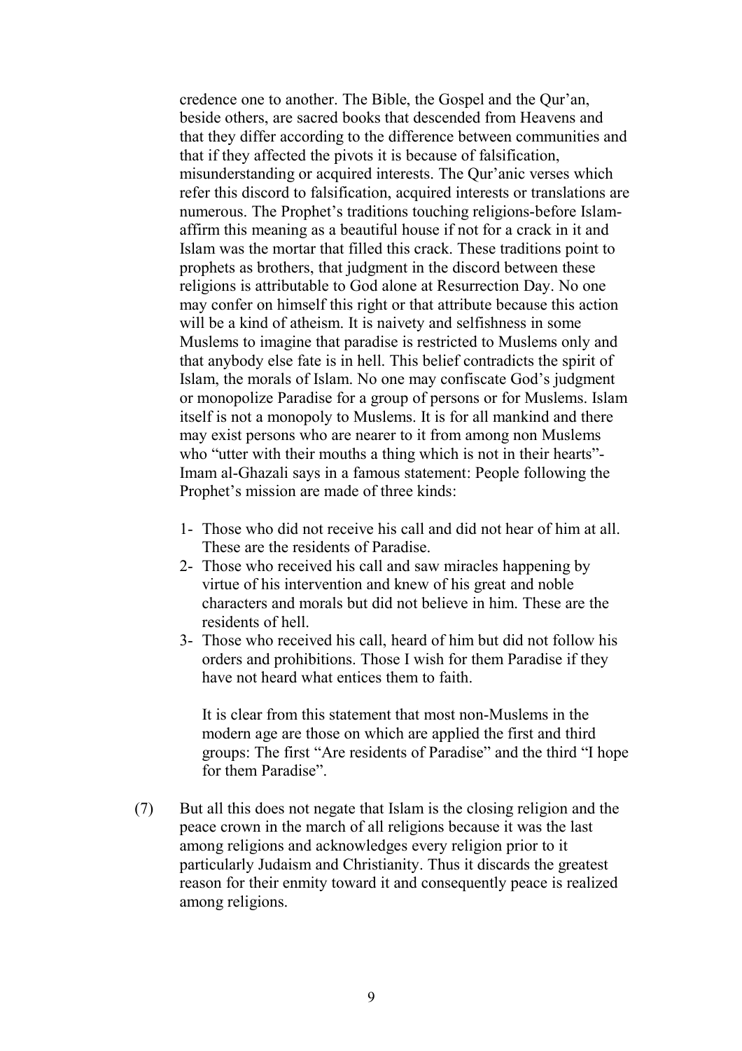credence one to another. The Bible, the Gospel and the Qur'an, beside others, are sacred books that descended from Heavens and that they differ according to the difference between communities and that if they affected the pivots it is because of falsification, misunderstanding or acquired interests. The Qur'anic verses which refer this discord to falsification, acquired interests or translations are numerous. The Prophet's traditions touching religions-before Islam-affirm this meaning as a beautiful house if not for a crack in it and Islam was the mortar that filled this crack. These traditions point to prophets as brothers, that judgment in the discord between these religions is attributable to God alone at Resurrection Day. No one may confer on himself this right or that attribute because this action will be a kind of atheism. It is naivety and selfishness in some Muslems to imagine that paradise is restricted to Muslems only and that anybody else fate is in hell. This belief contradicts the spirit of Islam, the morals of Islam. No one may confiscate God's judgment or monopolize Paradise for a group of persons or for Muslems. Islam itself is not a monopoly to Muslems. It is for all mankind and there may exist persons who are nearer to it from among non Muslems who "utter with their mouths a thing which is not in their hearts"- Imam al-Ghazali says in a famous statement: People following the Prophet's mission are made of three kinds:

1- Those who did not receive his call and did not hear of him at all. These are the residents of Paradise.
2- Those who received his call and saw miracles happening by virtue of his intervention and knew of his great and noble characters and morals but did not believe in him. These are the residents of hell.
3- Those who received his call, heard of him but did not follow his orders and prohibitions. Those I wish for them Paradise if they have not heard what entices them to faith.

   It is clear from this statement that most non-Muslems in the modern age are those on which are applied the first and third groups: The first "Are residents of Paradise" and the third "I hope for them Paradise".

(7) But all this does not negate that Islam is the closing religion and the peace crown in the march of all religions because it was the last among religions and acknowledges every religion prior to it particularly Judaism and Christianity. Thus it discards the greatest reason for their enmity toward it and consequently peace is realized among religions.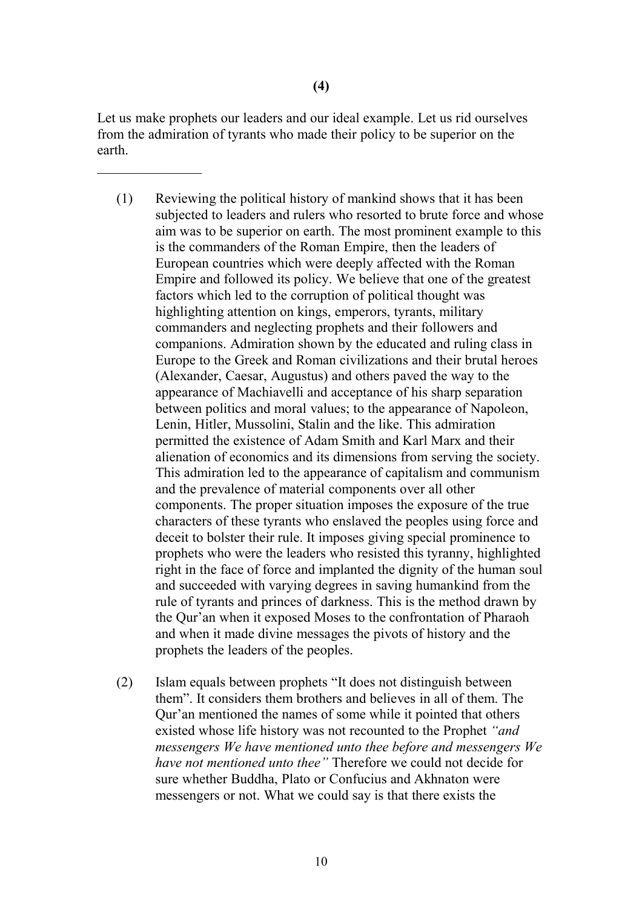**(4)**

Let us make prophets our leaders and our ideal example. Let us rid ourselves from the admiration of tyrants who made their policy to be superior on the earth.

---

(1) Reviewing the political history of mankind shows that it has been subjected to leaders and rulers who resorted to brute force and whose aim was to be superior on earth. The most prominent example to this is the commanders of the Roman Empire, then the leaders of European countries which were deeply affected with the Roman Empire and followed its policy. We believe that one of the greatest factors which led to the corruption of political thought was highlighting attention on kings, emperors, tyrants, military commanders and neglecting prophets and their followers and companions. Admiration shown by the educated and ruling class in Europe to the Greek and Roman civilizations and their brutal heroes (Alexander, Caesar, Augustus) and others paved the way to the appearance of Machiavelli and acceptance of his sharp separation between politics and moral values; to the appearance of Napoleon, Lenin, Hitler, Mussolini, Stalin and the like. This admiration permitted the existence of Adam Smith and Karl Marx and their alienation of economics and its dimensions from serving the society. This admiration led to the appearance of capitalism and communism and the prevalence of material components over all other components. The proper situation imposes the exposure of the true characters of these tyrants who enslaved the peoples using force and deceit to bolster their rule. It imposes giving special prominence to prophets who were the leaders who resisted this tyranny, highlighted right in the face of force and implanted the dignity of the human soul and succeeded with varying degrees in saving humankind from the rule of tyrants and princes of darkness. This is the method drawn by the Qur'an when it exposed Moses to the confrontation of Pharaoh and when it made divine messages the pivots of history and the prophets the leaders of the peoples.

(2) Islam equals between prophets "It does not distinguish between them". It considers them brothers and believes in all of them. The Qur'an mentioned the names of some while it pointed that others existed whose life history was not recounted to the Prophet *"and messengers We have mentioned unto thee before and messengers We have not mentioned unto thee"* Therefore we could not decide for sure whether Buddha, Plato or Confucius and Akhnaton were messengers or not. What we could say is that there exists the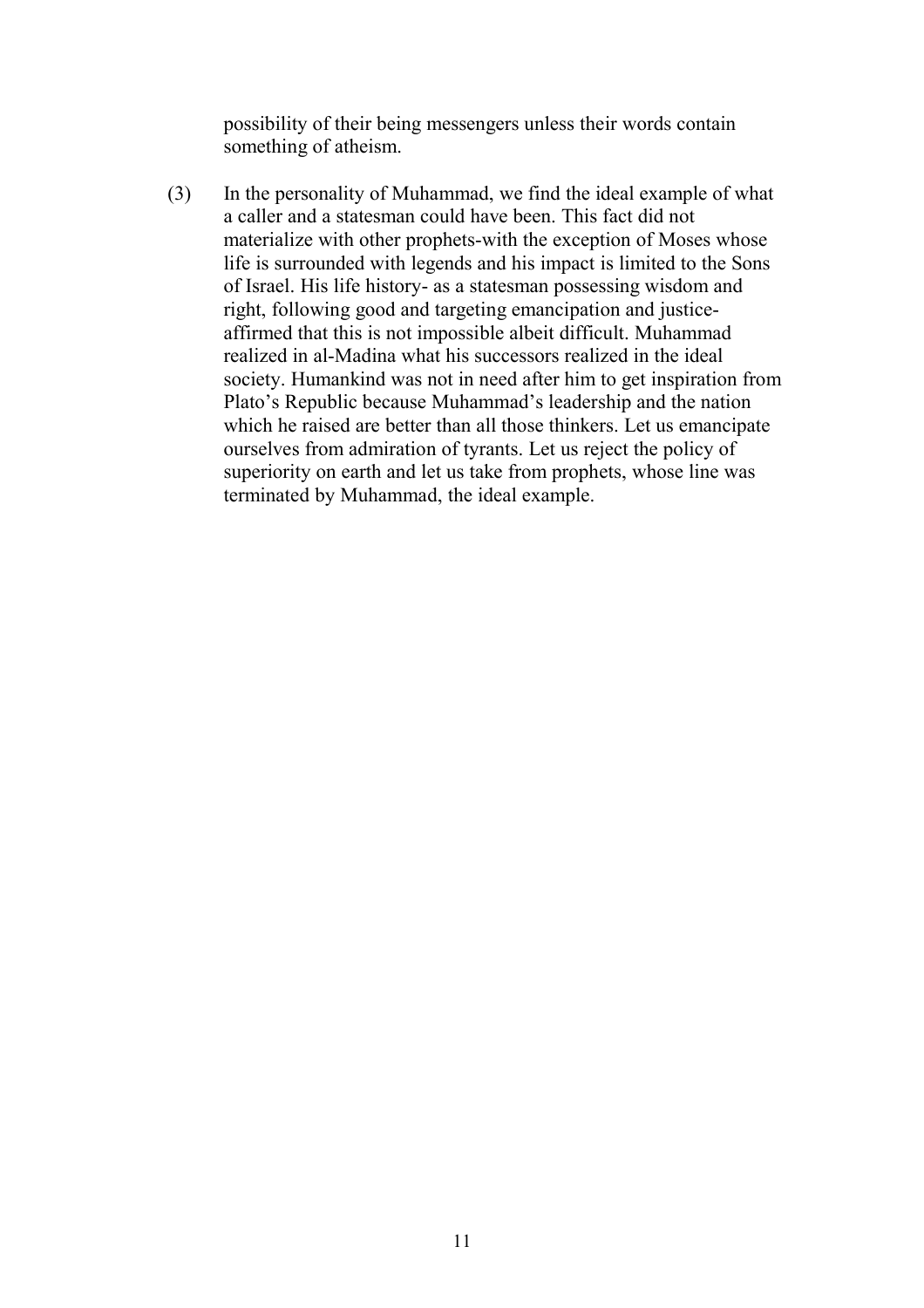possibility of their being messengers unless their words contain something of atheism.

(3) In the personality of Muhammad, we find the ideal example of what a caller and a statesman could have been. This fact did not materialize with other prophets-with the exception of Moses whose life is surrounded with legends and his impact is limited to the Sons of Israel. His life history- as a statesman possessing wisdom and right, following good and targeting emancipation and justice-affirmed that this is not impossible albeit difficult. Muhammad realized in al-Madina what his successors realized in the ideal society. Humankind was not in need after him to get inspiration from Plato's Republic because Muhammad's leadership and the nation which he raised are better than all those thinkers. Let us emancipate ourselves from admiration of tyrants. Let us reject the policy of superiority on earth and let us take from prophets, whose line was terminated by Muhammad, the ideal example.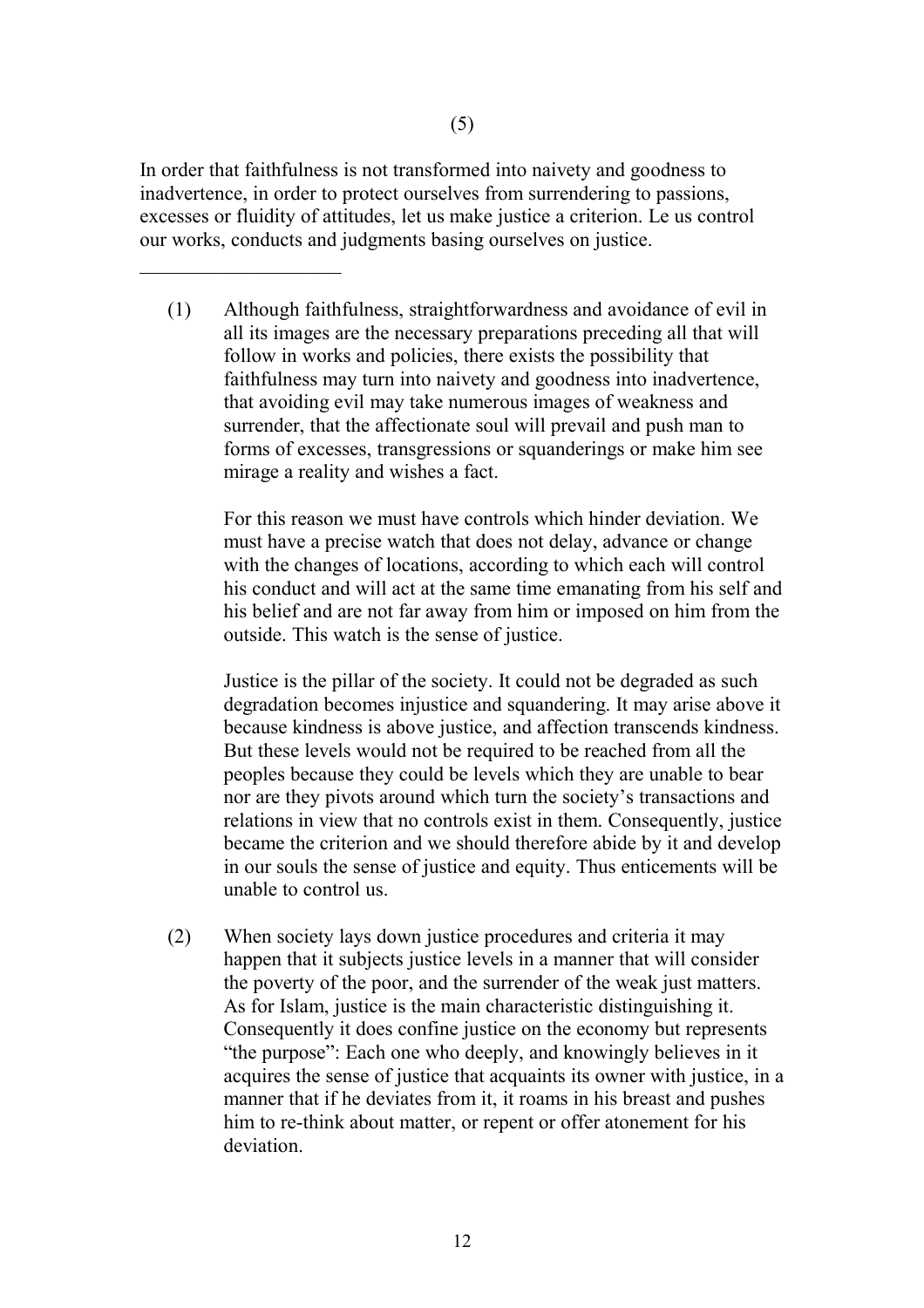(5)

In order that faithfulness is not transformed into naivety and goodness to inadvertence, in order to protect ourselves from surrendering to passions, excesses or fluidity of attitudes, let us make justice a criterion. Le us control our works, conducts and judgments basing ourselves on justice.

---

(1) Although faithfulness, straightforwardness and avoidance of evil in all its images are the necessary preparations preceding all that will follow in works and policies, there exists the possibility that faithfulness may turn into naivety and goodness into inadvertence, that avoiding evil may take numerous images of weakness and surrender, that the affectionate soul will prevail and push man to forms of excesses, transgressions or squanderings or make him see mirage a reality and wishes a fact.

For this reason we must have controls which hinder deviation. We must have a precise watch that does not delay, advance or change with the changes of locations, according to which each will control his conduct and will act at the same time emanating from his self and his belief and are not far away from him or imposed on him from the outside. This watch is the sense of justice.

Justice is the pillar of the society. It could not be degraded as such degradation becomes injustice and squandering. It may arise above it because kindness is above justice, and affection transcends kindness. But these levels would not be required to be reached from all the peoples because they could be levels which they are unable to bear nor are they pivots around which turn the society's transactions and relations in view that no controls exist in them. Consequently, justice became the criterion and we should therefore abide by it and develop in our souls the sense of justice and equity. Thus enticements will be unable to control us.

(2) When society lays down justice procedures and criteria it may happen that it subjects justice levels in a manner that will consider the poverty of the poor, and the surrender of the weak just matters. As for Islam, justice is the main characteristic distinguishing it. Consequently it does confine justice on the economy but represents "the purpose": Each one who deeply, and knowingly believes in it acquires the sense of justice that acquaints its owner with justice, in a manner that if he deviates from it, it roams in his breast and pushes him to re-think about matter, or repent or offer atonement for his deviation.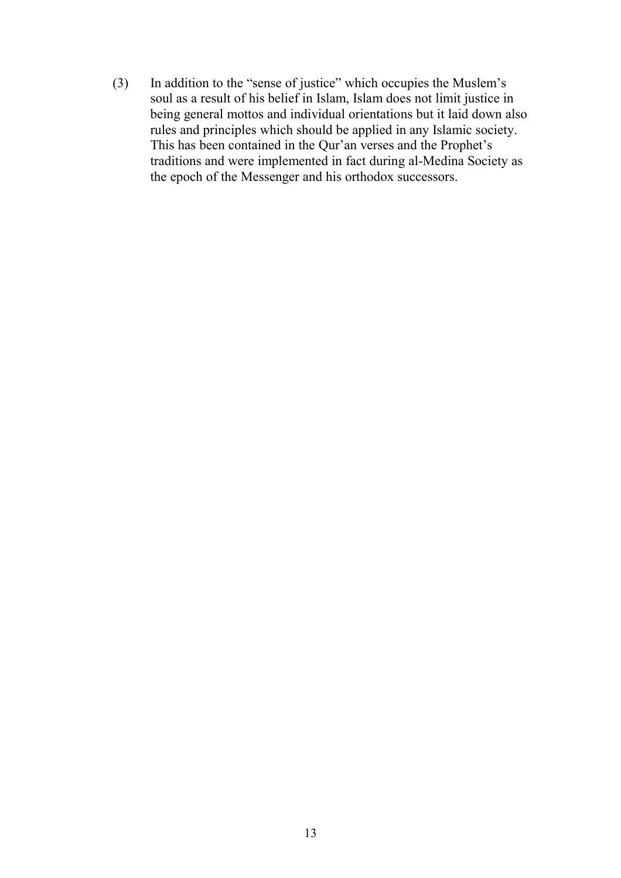(3) In addition to the "sense of justice" which occupies the Muslem's soul as a result of his belief in Islam, Islam does not limit justice in being general mottos and individual orientations but it laid down also rules and principles which should be applied in any Islamic society. This has been contained in the Qur'an verses and the Prophet's traditions and were implemented in fact during al-Medina Society as the epoch of the Messenger and his orthodox successors.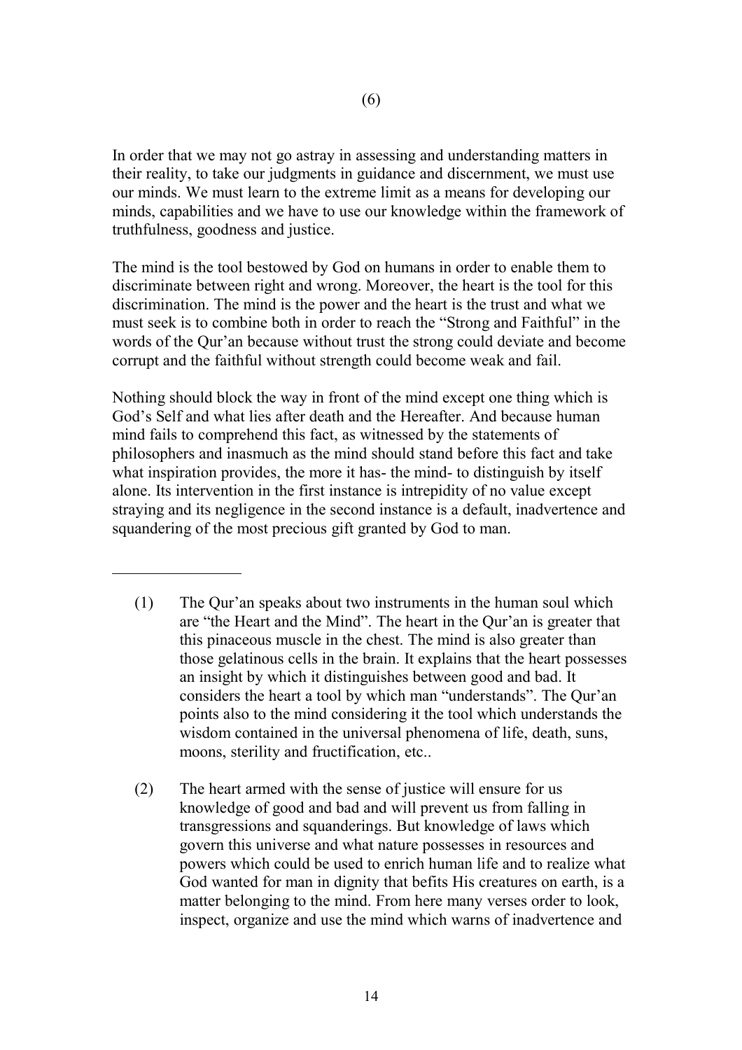(6)

In order that we may not go astray in assessing and understanding matters in their reality, to take our judgments in guidance and discernment, we must use our minds. We must learn to the extreme limit as a means for developing our minds, capabilities and we have to use our knowledge within the framework of truthfulness, goodness and justice.

The mind is the tool bestowed by God on humans in order to enable them to discriminate between right and wrong. Moreover, the heart is the tool for this discrimination. The mind is the power and the heart is the trust and what we must seek is to combine both in order to reach the "Strong and Faithful" in the words of the Qur'an because without trust the strong could deviate and become corrupt and the faithful without strength could become weak and fail.

Nothing should block the way in front of the mind except one thing which is God's Self and what lies after death and the Hereafter. And because human mind fails to comprehend this fact, as witnessed by the statements of philosophers and inasmuch as the mind should stand before this fact and take what inspiration provides, the more it has- the mind- to distinguish by itself alone. Its intervention in the first instance is intrepidity of no value except straying and its negligence in the second instance is a default, inadvertence and squandering of the most precious gift granted by God to man.

---

(1) The Qur'an speaks about two instruments in the human soul which are "the Heart and the Mind". The heart in the Qur'an is greater that this pinaceous muscle in the chest. The mind is also greater than those gelatinous cells in the brain. It explains that the heart possesses an insight by which it distinguishes between good and bad. It considers the heart a tool by which man "understands". The Qur'an points also to the mind considering it the tool which understands the wisdom contained in the universal phenomena of life, death, suns, moons, sterility and fructification, etc..

(2) The heart armed with the sense of justice will ensure for us knowledge of good and bad and will prevent us from falling in transgressions and squanderings. But knowledge of laws which govern this universe and what nature possesses in resources and powers which could be used to enrich human life and to realize what God wanted for man in dignity that befits His creatures on earth, is a matter belonging to the mind. From here many verses order to look, inspect, organize and use the mind which warns of inadvertence and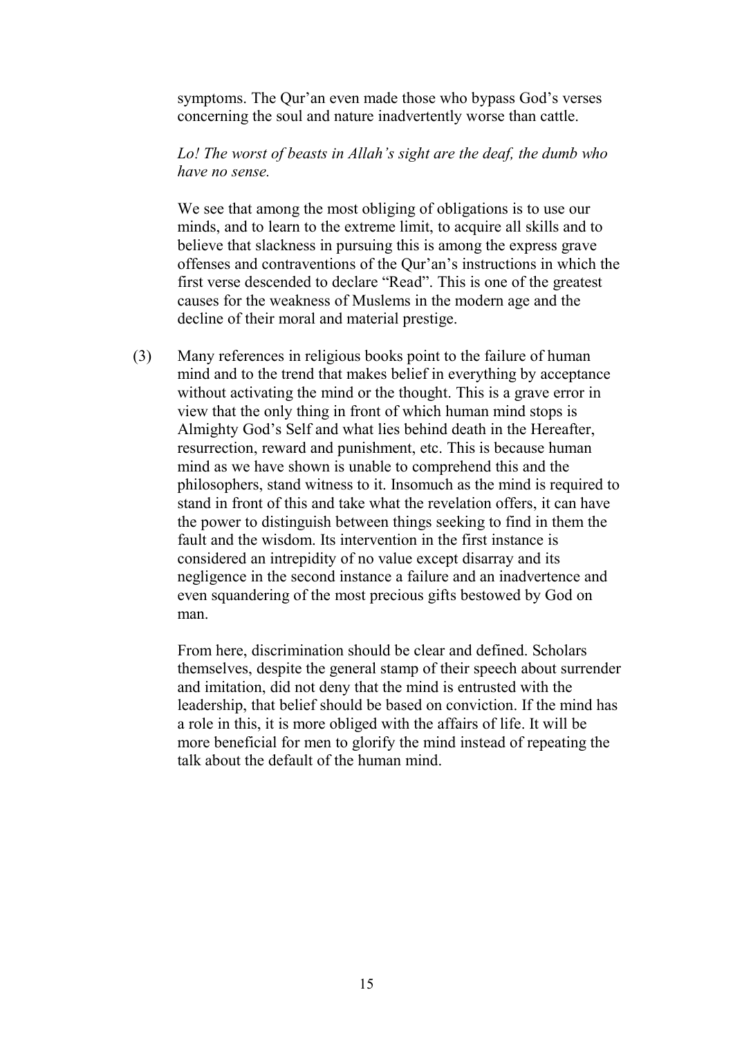symptoms. The Qur'an even made those who bypass God's verses concerning the soul and nature inadvertently worse than cattle.

*Lo! The worst of beasts in Allah's sight are the deaf, the dumb who have no sense.*

We see that among the most obliging of obligations is to use our minds, and to learn to the extreme limit, to acquire all skills and to believe that slackness in pursuing this is among the express grave offenses and contraventions of the Qur'an's instructions in which the first verse descended to declare "Read". This is one of the greatest causes for the weakness of Muslems in the modern age and the decline of their moral and material prestige.

(3) Many references in religious books point to the failure of human mind and to the trend that makes belief in everything by acceptance without activating the mind or the thought. This is a grave error in view that the only thing in front of which human mind stops is Almighty God's Self and what lies behind death in the Hereafter, resurrection, reward and punishment, etc. This is because human mind as we have shown is unable to comprehend this and the philosophers, stand witness to it. Insomuch as the mind is required to stand in front of this and take what the revelation offers, it can have the power to distinguish between things seeking to find in them the fault and the wisdom. Its intervention in the first instance is considered an intrepidity of no value except disarray and its negligence in the second instance a failure and an inadvertence and even squandering of the most precious gifts bestowed by God on man.

From here, discrimination should be clear and defined. Scholars themselves, despite the general stamp of their speech about surrender and imitation, did not deny that the mind is entrusted with the leadership, that belief should be based on conviction. If the mind has a role in this, it is more obliged with the affairs of life. It will be more beneficial for men to glorify the mind instead of repeating the talk about the default of the human mind.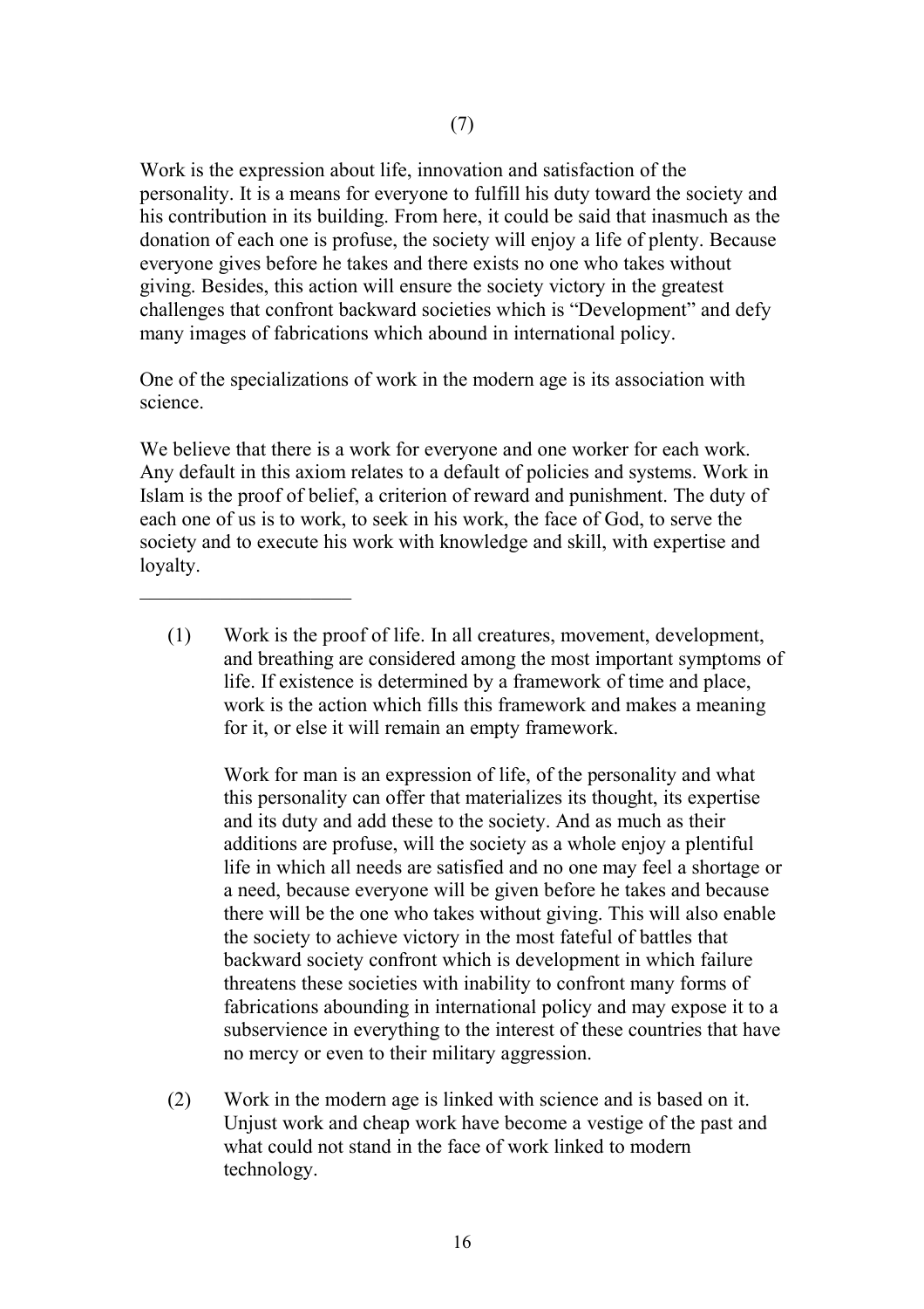(7)

Work is the expression about life, innovation and satisfaction of the personality. It is a means for everyone to fulfill his duty toward the society and his contribution in its building. From here, it could be said that inasmuch as the donation of each one is profuse, the society will enjoy a life of plenty. Because everyone gives before he takes and there exists no one who takes without giving. Besides, this action will ensure the society victory in the greatest challenges that confront backward societies which is "Development" and defy many images of fabrications which abound in international policy.

One of the specializations of work in the modern age is its association with science.

We believe that there is a work for everyone and one worker for each work. Any default in this axiom relates to a default of policies and systems. Work in Islam is the proof of belief, a criterion of reward and punishment. The duty of each one of us is to work, to seek in his work, the face of God, to serve the society and to execute his work with knowledge and skill, with expertise and loyalty.

---

(1) Work is the proof of life. In all creatures, movement, development, and breathing are considered among the most important symptoms of life. If existence is determined by a framework of time and place, work is the action which fills this framework and makes a meaning for it, or else it will remain an empty framework.

Work for man is an expression of life, of the personality and what this personality can offer that materializes its thought, its expertise and its duty and add these to the society. And as much as their additions are profuse, will the society as a whole enjoy a plentiful life in which all needs are satisfied and no one may feel a shortage or a need, because everyone will be given before he takes and because there will be the one who takes without giving. This will also enable the society to achieve victory in the most fateful of battles that backward society confront which is development in which failure threatens these societies with inability to confront many forms of fabrications abounding in international policy and may expose it to a subservience in everything to the interest of these countries that have no mercy or even to their military aggression.

(2) Work in the modern age is linked with science and is based on it. Unjust work and cheap work have become a vestige of the past and what could not stand in the face of work linked to modern technology.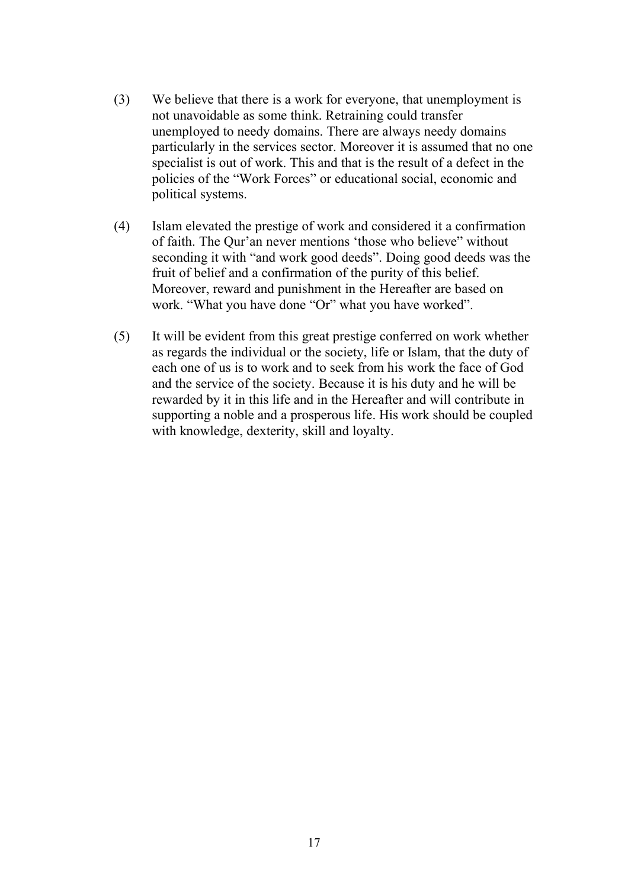(3) We believe that there is a work for everyone, that unemployment is not unavoidable as some think. Retraining could transfer unemployed to needy domains. There are always needy domains particularly in the services sector. Moreover it is assumed that no one specialist is out of work. This and that is the result of a defect in the policies of the "Work Forces" or educational social, economic and political systems.

(4) Islam elevated the prestige of work and considered it a confirmation of faith. The Qur'an never mentions 'those who believe" without seconding it with "and work good deeds". Doing good deeds was the fruit of belief and a confirmation of the purity of this belief. Moreover, reward and punishment in the Hereafter are based on work. "What you have done "Or" what you have worked".

(5) It will be evident from this great prestige conferred on work whether as regards the individual or the society, life or Islam, that the duty of each one of us is to work and to seek from his work the face of God and the service of the society. Because it is his duty and he will be rewarded by it in this life and in the Hereafter and will contribute in supporting a noble and a prosperous life. His work should be coupled with knowledge, dexterity, skill and loyalty.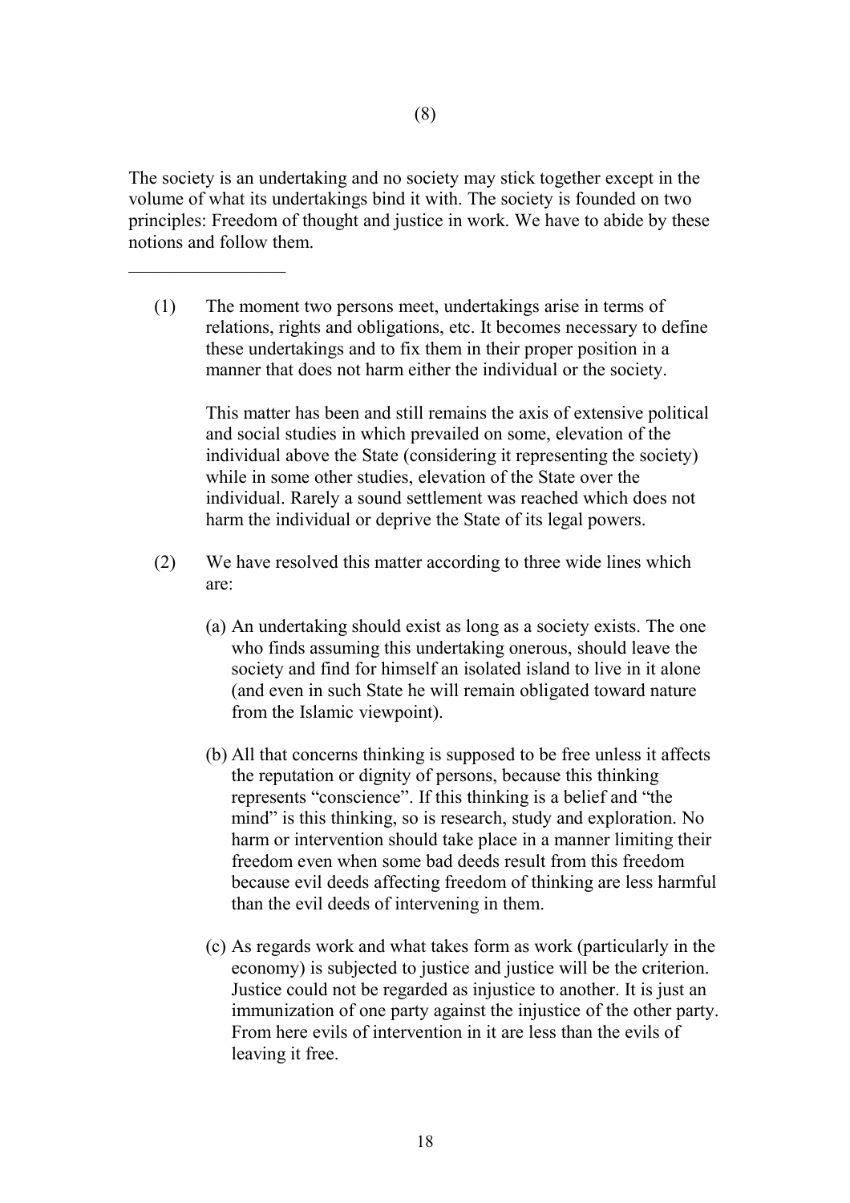(8)

The society is an undertaking and no society may stick together except in the volume of what its undertakings bind it with. The society is founded on two principles: Freedom of thought and justice in work. We have to abide by these notions and follow them.

---

(1) The moment two persons meet, undertakings arise in terms of relations, rights and obligations, etc. It becomes necessary to define these undertakings and to fix them in their proper position in a manner that does not harm either the individual or the society.

This matter has been and still remains the axis of extensive political and social studies in which prevailed on some, elevation of the individual above the State (considering it representing the society) while in some other studies, elevation of the State over the individual. Rarely a sound settlement was reached which does not harm the individual or deprive the State of its legal powers.

(2) We have resolved this matter according to three wide lines which are:

(a) An undertaking should exist as long as a society exists. The one who finds assuming this undertaking onerous, should leave the society and find for himself an isolated island to live in it alone (and even in such State he will remain obligated toward nature from the Islamic viewpoint).

(b) All that concerns thinking is supposed to be free unless it affects the reputation or dignity of persons, because this thinking represents "conscience". If this thinking is a belief and "the mind" is this thinking, so is research, study and exploration. No harm or intervention should take place in a manner limiting their freedom even when some bad deeds result from this freedom because evil deeds affecting freedom of thinking are less harmful than the evil deeds of intervening in them.

(c) As regards work and what takes form as work (particularly in the economy) is subjected to justice and justice will be the criterion. Justice could not be regarded as injustice to another. It is just an immunization of one party against the injustice of the other party. From here evils of intervention in it are less than the evils of leaving it free.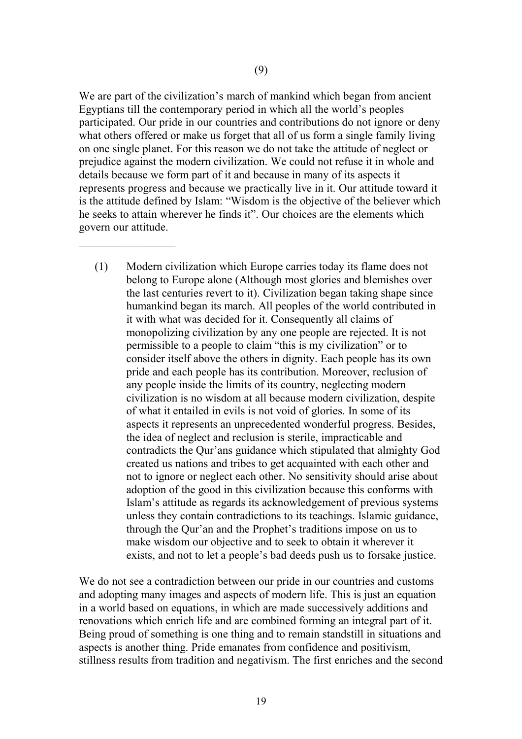(9)

We are part of the civilization's march of mankind which began from ancient Egyptians till the contemporary period in which all the world's peoples participated. Our pride in our countries and contributions do not ignore or deny what others offered or make us forget that all of us form a single family living on one single planet. For this reason we do not take the attitude of neglect or prejudice against the modern civilization. We could not refuse it in whole and details because we form part of it and because in many of its aspects it represents progress and because we practically live in it. Our attitude toward it is the attitude defined by Islam: "Wisdom is the objective of the believer which he seeks to attain wherever he finds it". Our choices are the elements which govern our attitude.

---

(1) Modern civilization which Europe carries today its flame does not belong to Europe alone (Although most glories and blemishes over the last centuries revert to it). Civilization began taking shape since humankind began its march. All peoples of the world contributed in it with what was decided for it. Consequently all claims of monopolizing civilization by any one people are rejected. It is not permissible to a people to claim "this is my civilization" or to consider itself above the others in dignity. Each people has its own pride and each people has its contribution. Moreover, reclusion of any people inside the limits of its country, neglecting modern civilization is no wisdom at all because modern civilization, despite of what it entailed in evils is not void of glories. In some of its aspects it represents an unprecedented wonderful progress. Besides, the idea of neglect and reclusion is sterile, impracticable and contradicts the Qur'ans guidance which stipulated that almighty God created us nations and tribes to get acquainted with each other and not to ignore or neglect each other. No sensitivity should arise about adoption of the good in this civilization because this conforms with Islam's attitude as regards its acknowledgement of previous systems unless they contain contradictions to its teachings. Islamic guidance, through the Qur'an and the Prophet's traditions impose on us to make wisdom our objective and to seek to obtain it wherever it exists, and not to let a people's bad deeds push us to forsake justice.

We do not see a contradiction between our pride in our countries and customs and adopting many images and aspects of modern life. This is just an equation in a world based on equations, in which are made successively additions and renovations which enrich life and are combined forming an integral part of it. Being proud of something is one thing and to remain standstill in situations and aspects is another thing. Pride emanates from confidence and positivism, stillness results from tradition and negativism. The first enriches and the second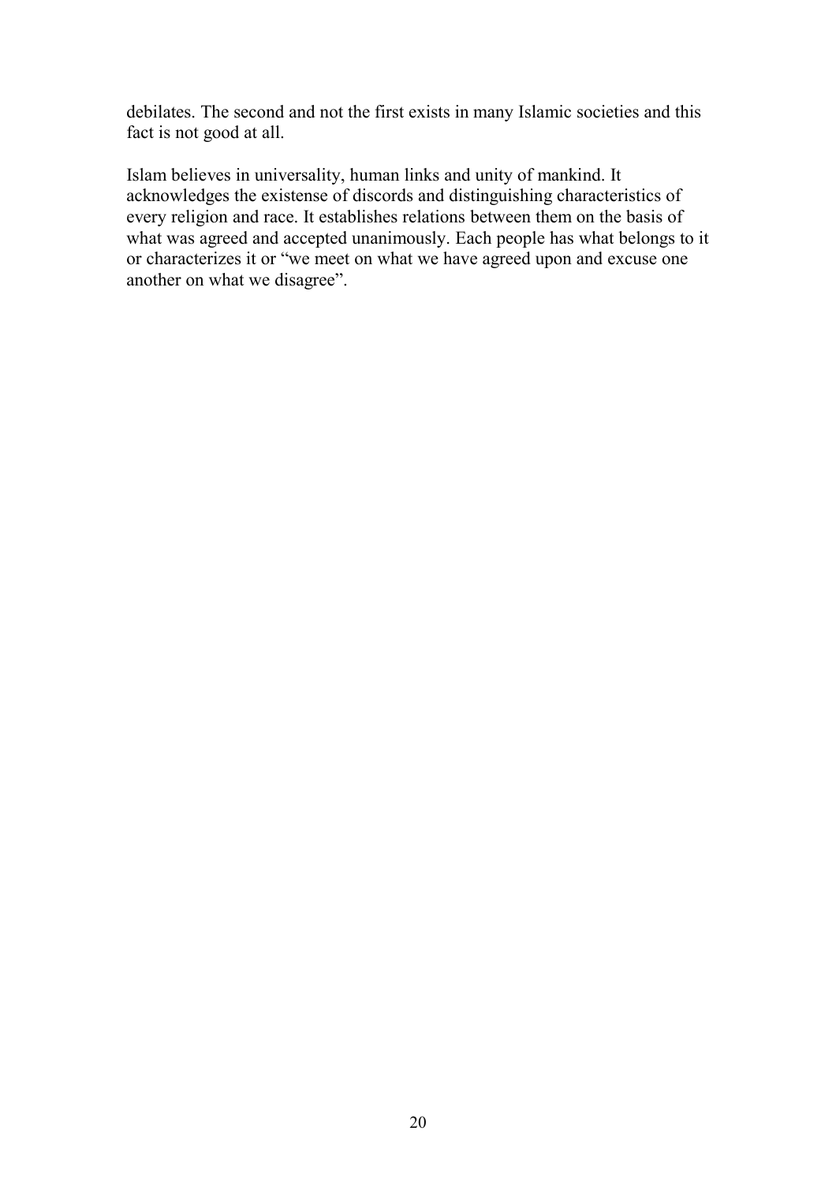debilates. The second and not the first exists in many Islamic societies and this fact is not good at all.

Islam believes in universality, human links and unity of mankind. It acknowledges the existense of discords and distinguishing characteristics of every religion and race. It establishes relations between them on the basis of what was agreed and accepted unanimously. Each people has what belongs to it or characterizes it or "we meet on what we have agreed upon and excuse one another on what we disagree".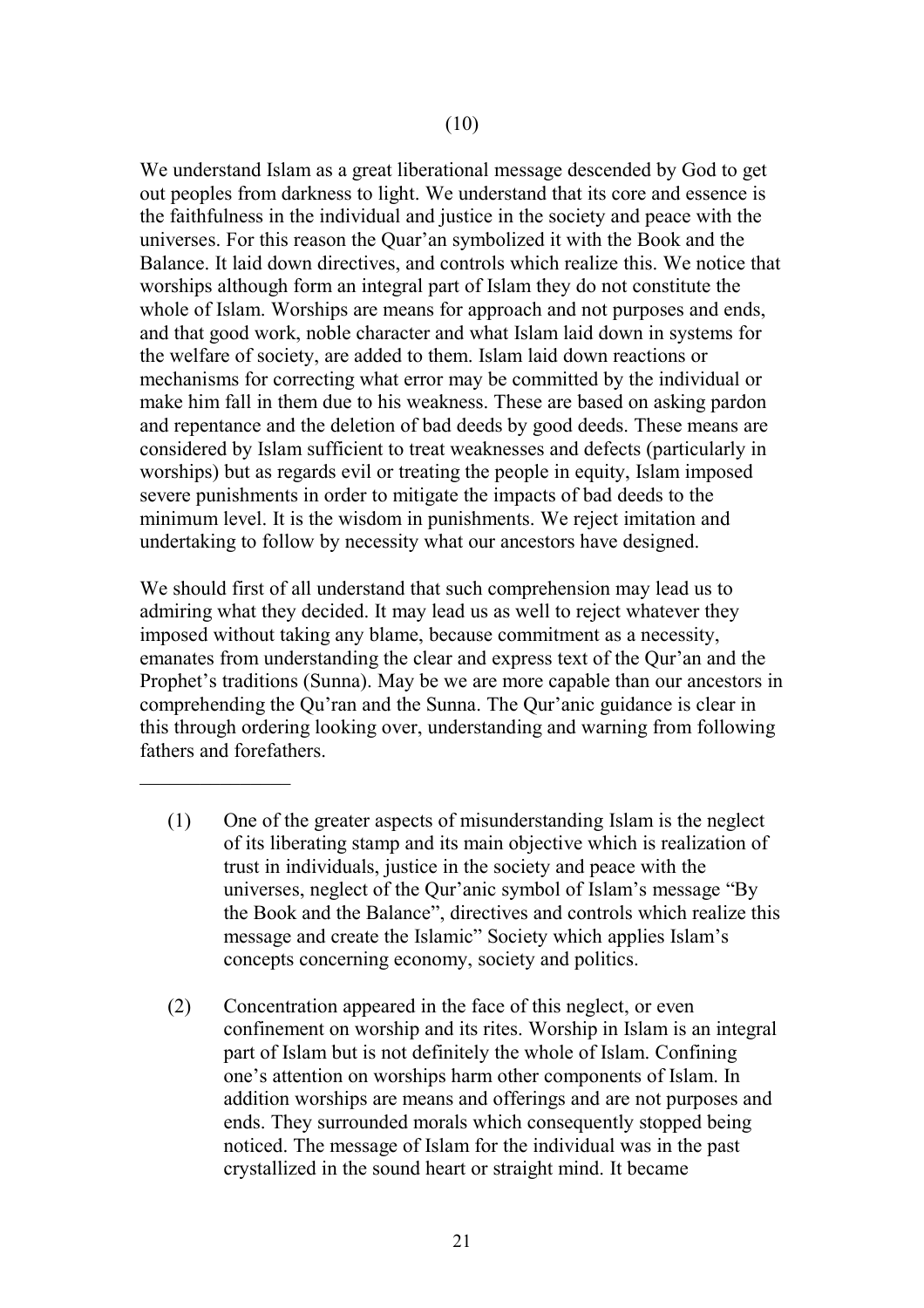(10)

We understand Islam as a great liberational message descended by God to get out peoples from darkness to light. We understand that its core and essence is the faithfulness in the individual and justice in the society and peace with the universes. For this reason the Quar'an symbolized it with the Book and the Balance. It laid down directives, and controls which realize this. We notice that worships although form an integral part of Islam they do not constitute the whole of Islam. Worships are means for approach and not purposes and ends, and that good work, noble character and what Islam laid down in systems for the welfare of society, are added to them. Islam laid down reactions or mechanisms for correcting what error may be committed by the individual or make him fall in them due to his weakness. These are based on asking pardon and repentance and the deletion of bad deeds by good deeds. These means are considered by Islam sufficient to treat weaknesses and defects (particularly in worships) but as regards evil or treating the people in equity, Islam imposed severe punishments in order to mitigate the impacts of bad deeds to the minimum level. It is the wisdom in punishments. We reject imitation and undertaking to follow by necessity what our ancestors have designed.

We should first of all understand that such comprehension may lead us to admiring what they decided. It may lead us as well to reject whatever they imposed without taking any blame, because commitment as a necessity, emanates from understanding the clear and express text of the Qur'an and the Prophet's traditions (Sunna). May be we are more capable than our ancestors in comprehending the Qu'ran and the Sunna. The Qur'anic guidance is clear in this through ordering looking over, understanding and warning from following fathers and forefathers.

---

(1) One of the greater aspects of misunderstanding Islam is the neglect of its liberating stamp and its main objective which is realization of trust in individuals, justice in the society and peace with the universes, neglect of the Qur'anic symbol of Islam's message "By the Book and the Balance", directives and controls which realize this message and create the Islamic" Society which applies Islam's concepts concerning economy, society and politics.

(2) Concentration appeared in the face of this neglect, or even confinement on worship and its rites. Worship in Islam is an integral part of Islam but is not definitely the whole of Islam. Confining one's attention on worships harm other components of Islam. In addition worships are means and offerings and are not purposes and ends. They surrounded morals which consequently stopped being noticed. The message of Islam for the individual was in the past crystallized in the sound heart or straight mind. It became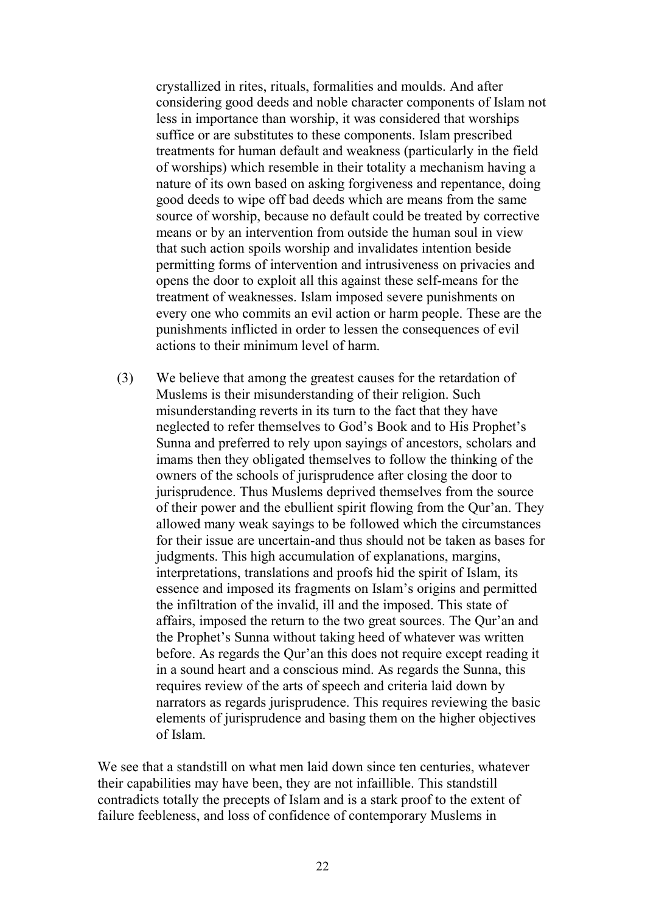crystallized in rites, rituals, formalities and moulds. And after considering good deeds and noble character components of Islam not less in importance than worship, it was considered that worships suffice or are substitutes to these components. Islam prescribed treatments for human default and weakness (particularly in the field of worships) which resemble in their totality a mechanism having a nature of its own based on asking forgiveness and repentance, doing good deeds to wipe off bad deeds which are means from the same source of worship, because no default could be treated by corrective means or by an intervention from outside the human soul in view that such action spoils worship and invalidates intention beside permitting forms of intervention and intrusiveness on privacies and opens the door to exploit all this against these self-means for the treatment of weaknesses. Islam imposed severe punishments on every one who commits an evil action or harm people. These are the punishments inflicted in order to lessen the consequences of evil actions to their minimum level of harm.

(3) We believe that among the greatest causes for the retardation of Muslems is their misunderstanding of their religion. Such misunderstanding reverts in its turn to the fact that they have neglected to refer themselves to God's Book and to His Prophet's Sunna and preferred to rely upon sayings of ancestors, scholars and imams then they obligated themselves to follow the thinking of the owners of the schools of jurisprudence after closing the door to jurisprudence. Thus Muslems deprived themselves from the source of their power and the ebullient spirit flowing from the Qur'an. They allowed many weak sayings to be followed which the circumstances for their issue are uncertain-and thus should not be taken as bases for judgments. This high accumulation of explanations, margins, interpretations, translations and proofs hid the spirit of Islam, its essence and imposed its fragments on Islam's origins and permitted the infiltration of the invalid, ill and the imposed. This state of affairs, imposed the return to the two great sources. The Qur'an and the Prophet's Sunna without taking heed of whatever was written before. As regards the Qur'an this does not require except reading it in a sound heart and a conscious mind. As regards the Sunna, this requires review of the arts of speech and criteria laid down by narrators as regards jurisprudence. This requires reviewing the basic elements of jurisprudence and basing them on the higher objectives of Islam.

We see that a standstill on what men laid down since ten centuries, whatever their capabilities may have been, they are not infaillible. This standstill contradicts totally the precepts of Islam and is a stark proof to the extent of failure feebleness, and loss of confidence of contemporary Muslems in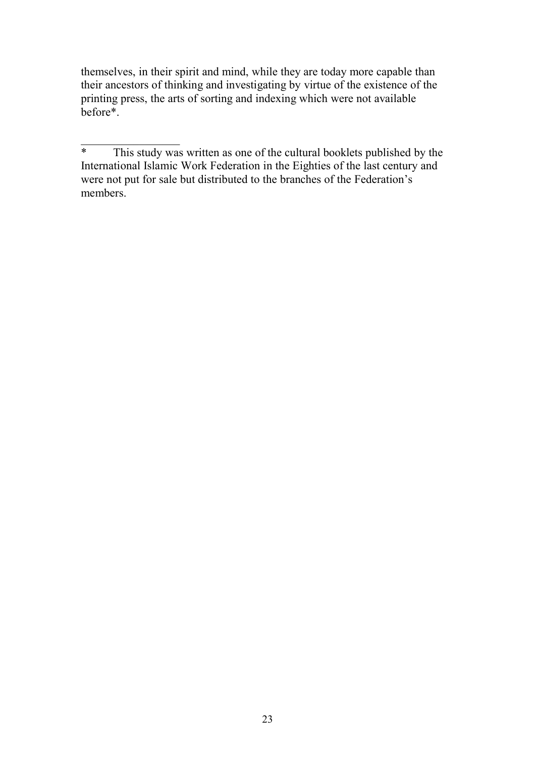themselves, in their spirit and mind, while they are today more capable than their ancestors of thinking and investigating by virtue of the existence of the printing press, the arts of sorting and indexing which were not available before*.

---

* This study was written as one of the cultural booklets published by the International Islamic Work Federation in the Eighties of the last century and were not put for sale but distributed to the branches of the Federation's members.